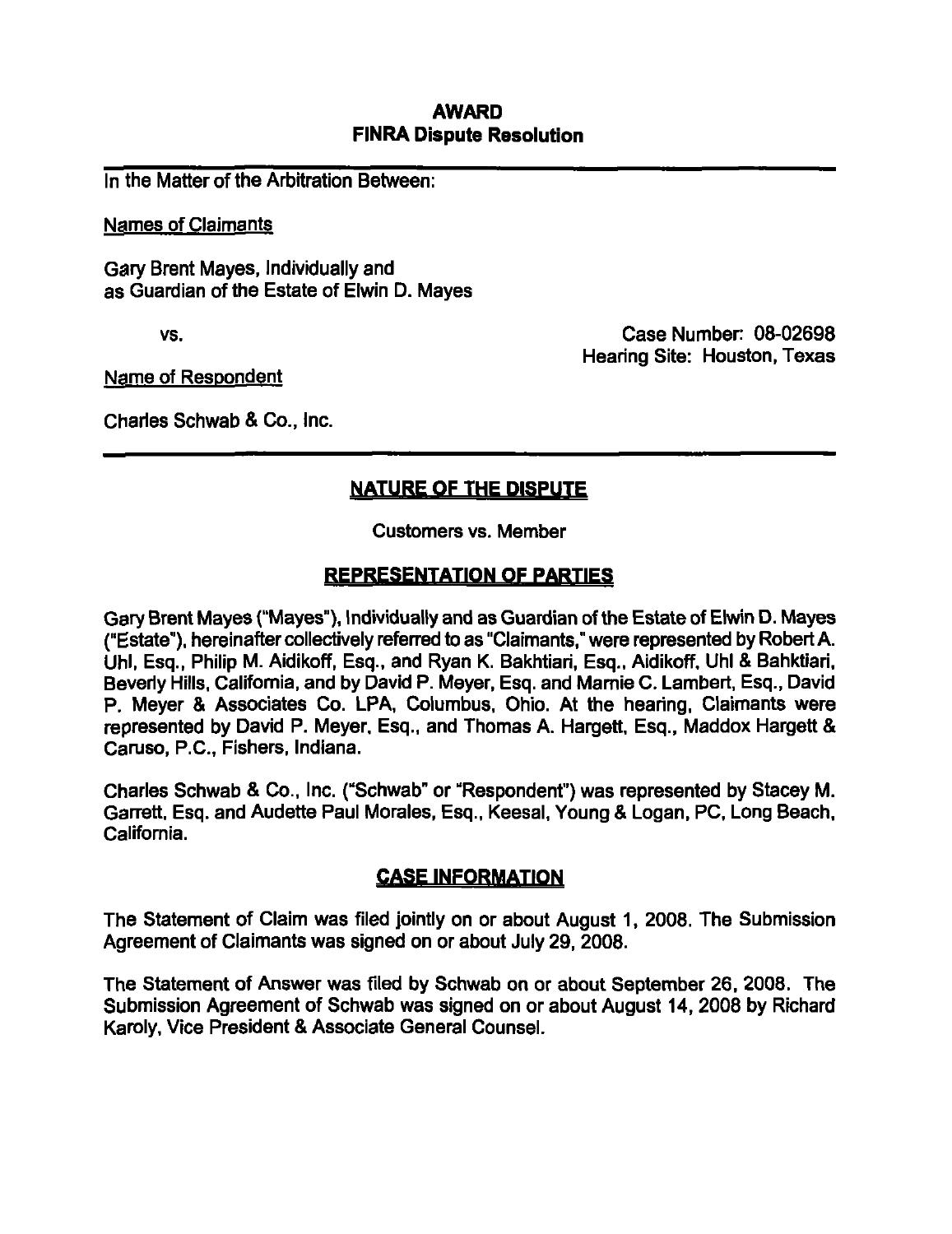# AWARD
## FINRA Dispute Resolution

In the Matter of the Arbitration Between:

Names of Claimants

Gary Brent Mayes, Individually and
as Guardian of the Estate of Elwin D. Mayes

vs.

Case Number: 08-02698
Hearing Site: Houston, Texas

Name of Respondent

Charles Schwab & Co., Inc.

## NATURE OF THE DISPUTE

Customers vs. Member

## REPRESENTATION OF PARTIES

Gary Brent Mayes ("Mayes"), Individually and as Guardian of the Estate of Elwin D. Mayes ("Estate"), hereinafter collectively referred to as "Claimants," were represented by Robert A. Uhl, Esq., Philip M. Aidikoff, Esq., and Ryan K. Bakhtiari, Esq., Aidikoff, Uhl & Bahktiari, Beverly Hills, California, and by David P. Meyer, Esq. and Marnie C. Lambert, Esq., David P. Meyer & Associates Co. LPA, Columbus, Ohio. At the hearing, Claimants were represented by David P. Meyer, Esq., and Thomas A. Hargett, Esq., Maddox Hargett & Caruso, P.C., Fishers, Indiana.

Charles Schwab & Co., Inc. ("Schwab" or "Respondent") was represented by Stacey M. Garrett, Esq. and Audette Paul Morales, Esq., Keesal, Young & Logan, PC, Long Beach, California.

## CASE INFORMATION

The Statement of Claim was filed jointly on or about August 1, 2008. The Submission Agreement of Claimants was signed on or about July 29, 2008.

The Statement of Answer was filed by Schwab on or about September 26, 2008. The Submission Agreement of Schwab was signed on or about August 14, 2008 by Richard Karoly, Vice President & Associate General Counsel.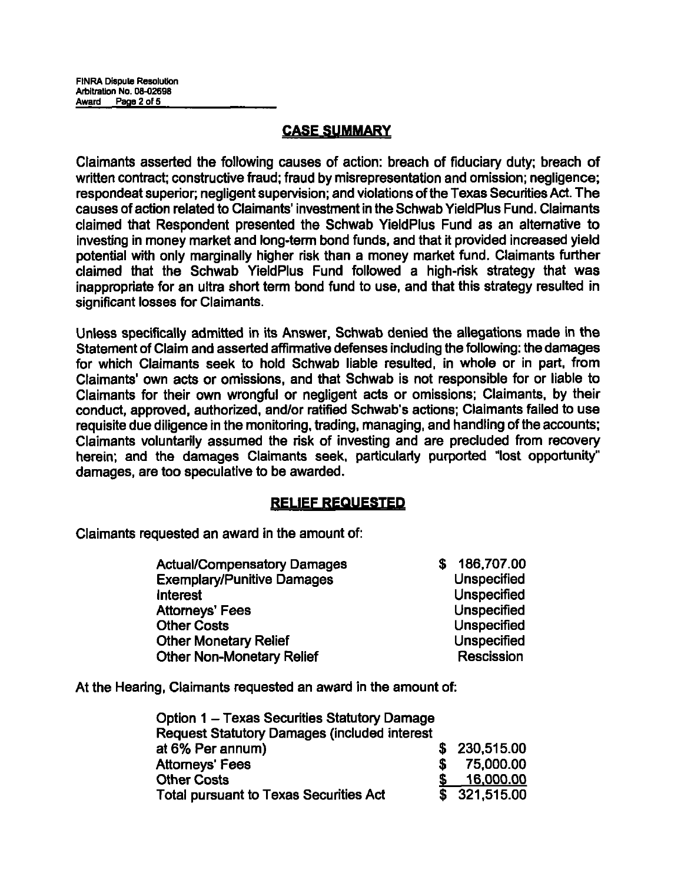## CASE SUMMARY

Claimants asserted the following causes of action: breach of fiduciary duty; breach of written contract; constructive fraud; fraud by misrepresentation and omission; negligence; respondeat superior; negligent supervision; and violations of the Texas Securities Act. The causes of action related to Claimants' investment in the Schwab YieldPlus Fund. Claimants claimed that Respondent presented the Schwab YieldPlus Fund as an alternative to investing in money market and long-term bond funds, and that it provided increased yield potential with only marginally higher risk than a money market fund. Claimants further claimed that the Schwab YieldPlus Fund followed a high-risk strategy that was inappropriate for an ultra short term bond fund to use, and that this strategy resulted in significant losses for Claimants.

Unless specifically admitted in its Answer, Schwab denied the allegations made in the Statement of Claim and asserted affirmative defenses including the following: the damages for which Claimants seek to hold Schwab liable resulted, in whole or in part, from Claimants' own acts or omissions, and that Schwab is not responsible for or liable to Claimants for their own wrongful or negligent acts or omissions; Claimants, by their conduct, approved, authorized, and/or ratified Schwab's actions; Claimants failed to use requisite due diligence in the monitoring, trading, managing, and handling of the accounts; Claimants voluntarily assumed the risk of investing and are precluded from recovery herein; and the damages Claimants seek, particularly purported "lost opportunity" damages, are too speculative to be awarded.

## RELIEF REQUESTED

Claimants requested an award in the amount of:

| | |
|---|---|
| Actual/Compensatory Damages | $ 186,707.00 |
| Exemplary/Punitive Damages | Unspecified |
| Interest | Unspecified |
| Attorneys' Fees | Unspecified |
| Other Costs | Unspecified |
| Other Monetary Relief | Unspecified |
| Other Non-Monetary Relief | Rescission |

At the Hearing, Claimants requested an award in the amount of:

| | |
|---|---|
| Option 1 – Texas Securities Statutory Damage Request Statutory Damages (included interest at 6% Per annum) | $ 230,515.00 |
| Attorneys' Fees | $ 75,000.00 |
| Other Costs | $ 16,000.00 |
| Total pursuant to Texas Securities Act | $ 321,515.00 |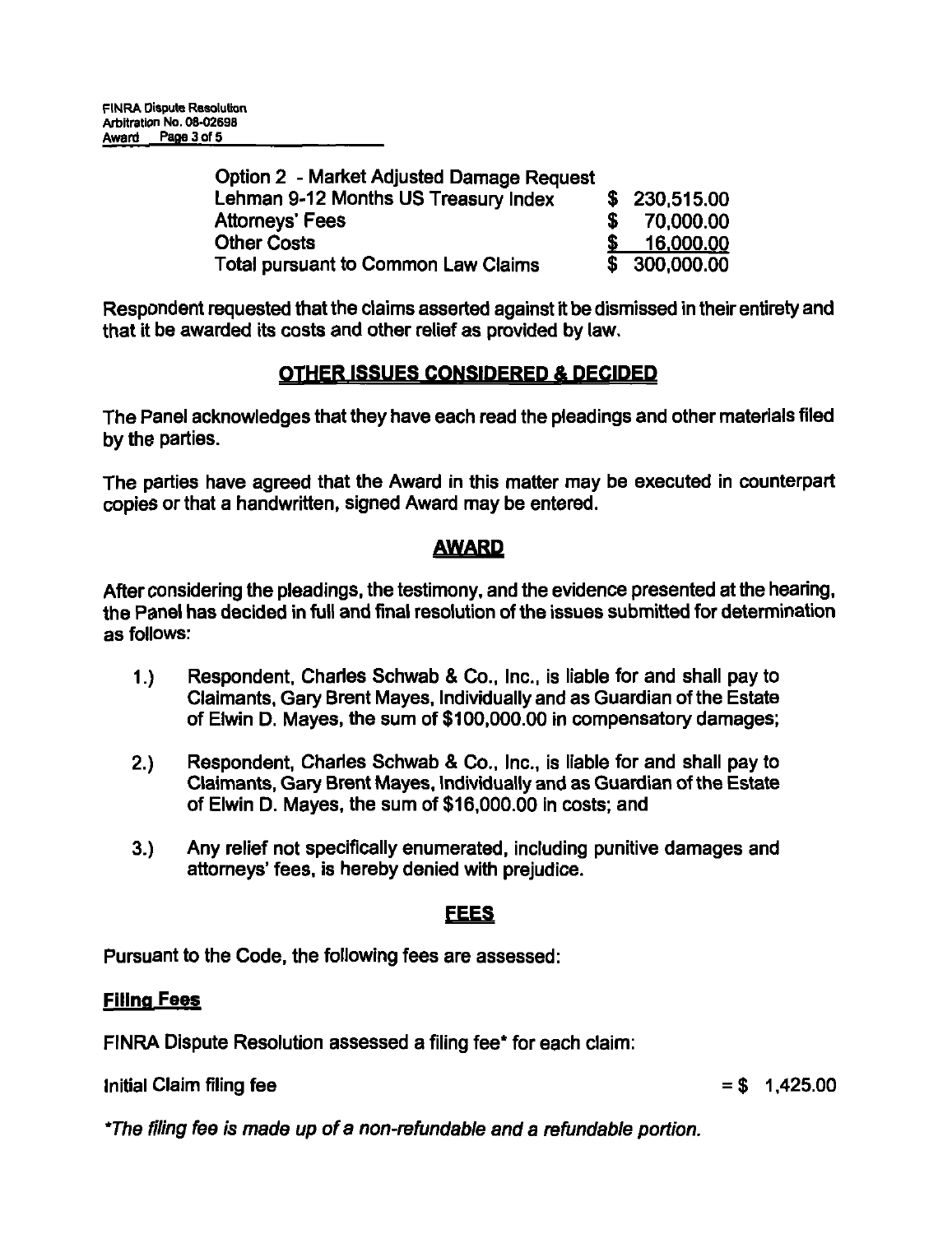| Option 2 - Market Adjusted Damage Request | |
|---|---|
| Lehman 9-12 Months US Treasury Index | $ 230,515.00 |
| Attorneys' Fees | $ 70,000.00 |
| Other Costs | $ 16,000.00 |
| Total pursuant to Common Law Claims | $ 300,000.00 |

Respondent requested that the claims asserted against it be dismissed in their entirety and that it be awarded its costs and other relief as provided by law.

## OTHER ISSUES CONSIDERED & DECIDED

The Panel acknowledges that they have each read the pleadings and other materials filed by the parties.

The parties have agreed that the Award in this matter may be executed in counterpart copies or that a handwritten, signed Award may be entered.

## AWARD

After considering the pleadings, the testimony, and the evidence presented at the hearing, the Panel has decided in full and final resolution of the issues submitted for determination as follows:

1.) Respondent, Charles Schwab & Co., Inc., is liable for and shall pay to Claimants, Gary Brent Mayes, Individually and as Guardian of the Estate of Elwin D. Mayes, the sum of $100,000.00 in compensatory damages;

2.) Respondent, Charles Schwab & Co., Inc., is liable for and shall pay to Claimants, Gary Brent Mayes, Individually and as Guardian of the Estate of Elwin D. Mayes, the sum of $16,000.00 in costs; and

3.) Any relief not specifically enumerated, including punitive damages and attorneys' fees, is hereby denied with prejudice.

## FEES

Pursuant to the Code, the following fees are assessed:

**Filing Fees**

FINRA Dispute Resolution assessed a filing fee* for each claim:

Initial Claim filing fee = $ 1,425.00

*The filing fee is made up of a non-refundable and a refundable portion.*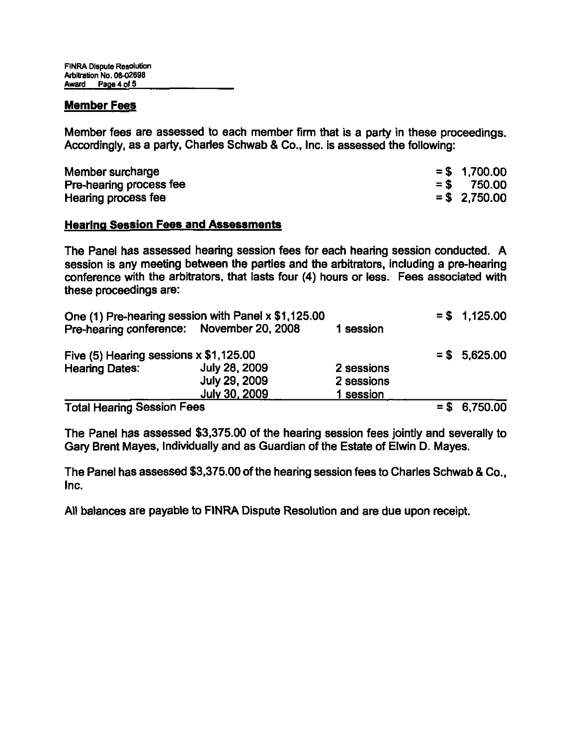## Member Fees

Member fees are assessed to each member firm that is a party in these proceedings. Accordingly, as a party, Charles Schwab & Co., Inc. is assessed the following:

| | |
|---|---|
| Member surcharge | = $ 1,700.00 |
| Pre-hearing process fee | = $ 750.00 |
| Hearing process fee | = $ 2,750.00 |

## Hearing Session Fees and Assessments

The Panel has assessed hearing session fees for each hearing session conducted. A session is any meeting between the parties and the arbitrators, including a pre-hearing conference with the arbitrators, that lasts four (4) hours or less. Fees associated with these proceedings are:

| | | | |
|---|---|---|---|
| One (1) Pre-hearing session with Panel x $1,125.00 | | | = $ 1,125.00 |
| Pre-hearing conference: | November 20, 2008 | 1 session | |
| Five (5) Hearing sessions x $1,125.00 | | | = $ 5,625.00 |
| Hearing Dates: | July 28, 2009 | 2 sessions | |
| | July 29, 2009 | 2 sessions | |
| | July 30, 2009 | 1 session | |
| Total Hearing Session Fees | | | = $ 6,750.00 |

The Panel has assessed $3,375.00 of the hearing session fees jointly and severally to Gary Brent Mayes, Individually and as Guardian of the Estate of Elwin D. Mayes.

The Panel has assessed $3,375.00 of the hearing session fees to Charles Schwab & Co., Inc.

All balances are payable to FINRA Dispute Resolution and are due upon receipt.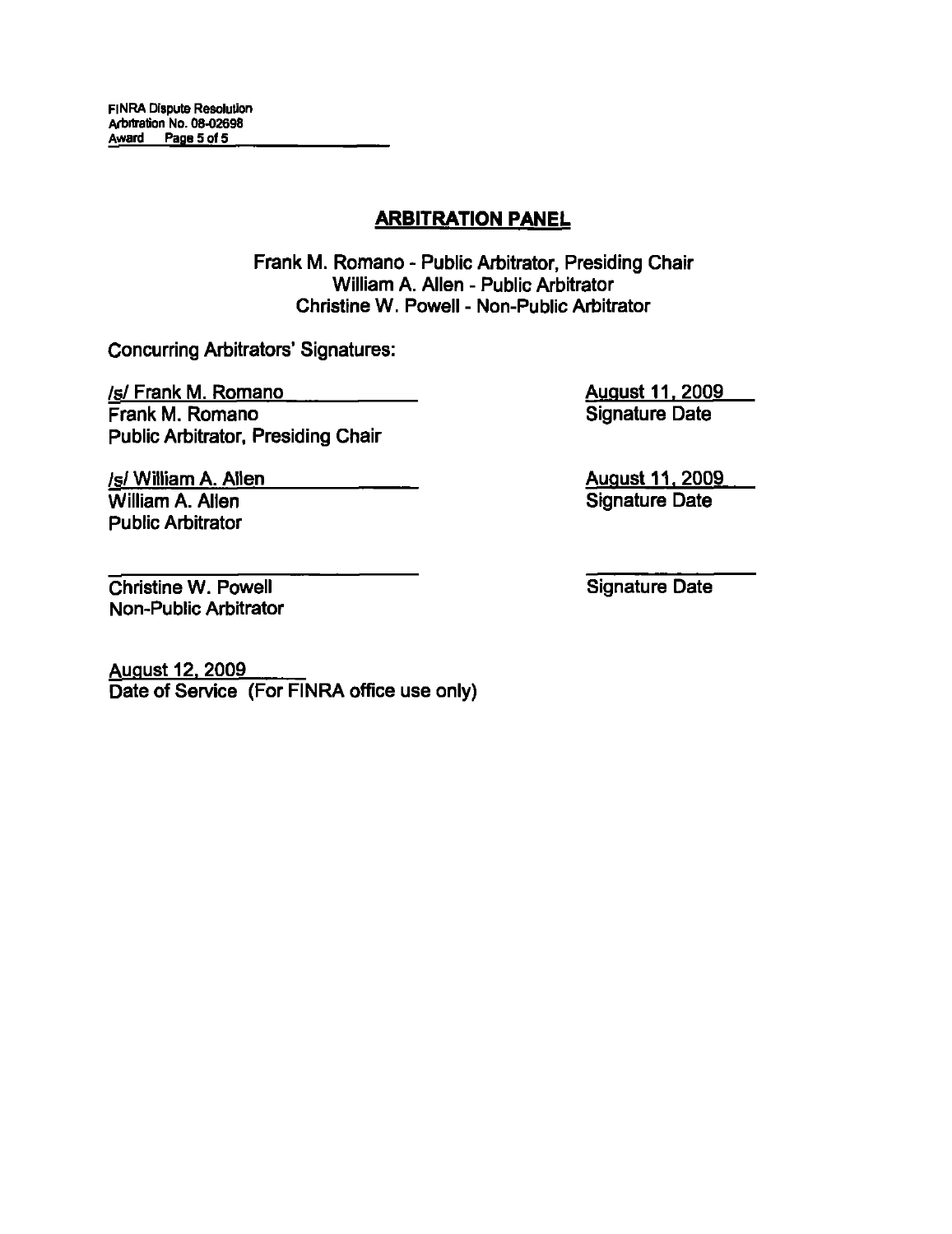## ARBITRATION PANEL

Frank M. Romano - Public Arbitrator, Presiding Chair
William A. Allen - Public Arbitrator
Christine W. Powell - Non-Public Arbitrator

Concurring Arbitrators' Signatures:

/s/ Frank M. Romano
Frank M. Romano
Public Arbitrator, Presiding Chair

August 11, 2009
Signature Date

/s/ William A. Allen
William A. Allen
Public Arbitrator

August 11, 2009
Signature Date

_______________________
Christine W. Powell
Non-Public Arbitrator

_______________
Signature Date

August 12, 2009
Date of Service (For FINRA office use only)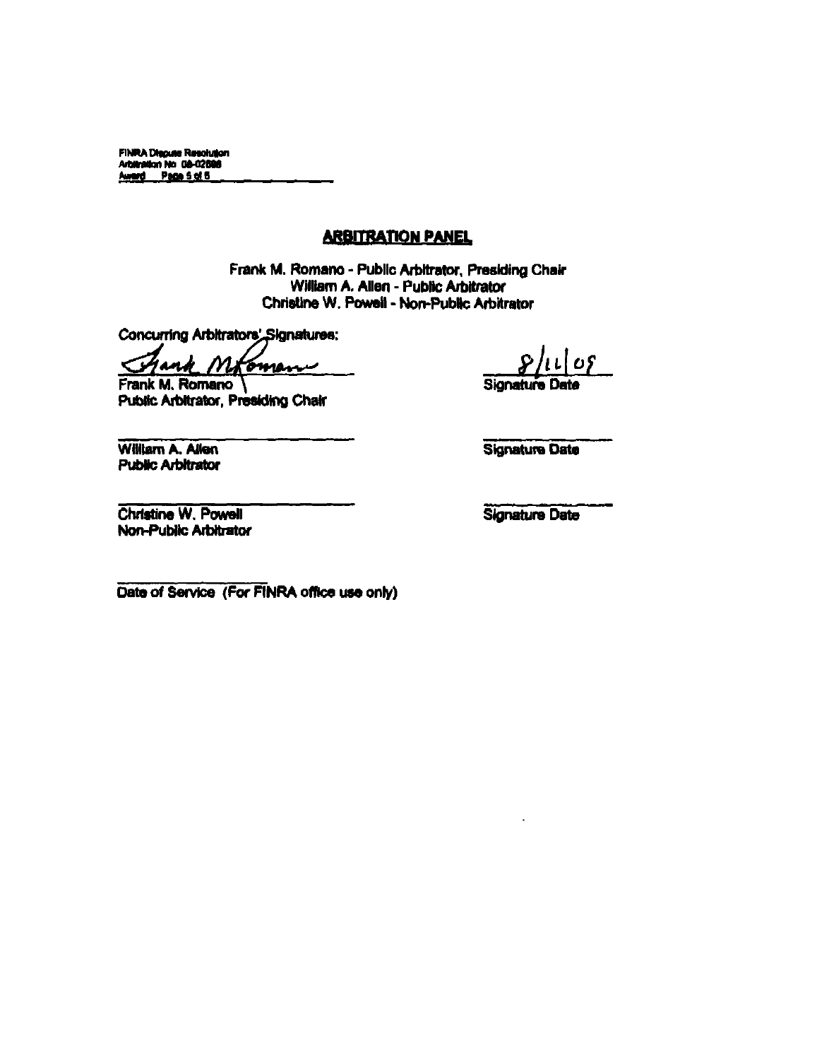## ARBITRATION PANEL

Frank M. Romano - Public Arbitrator, Presiding Chair
William A. Allen - Public Arbitrator
Christine W. Powell - Non-Public Arbitrator

Concurring Arbitrators' Signatures:

Frank M. Romano
Public Arbitrator, Presiding Chair

8/11/09
Signature Date

William A. Allen
Public Arbitrator

Signature Date

Christine W. Powell
Non-Public Arbitrator

Signature Date

Date of Service (For FINRA office use only)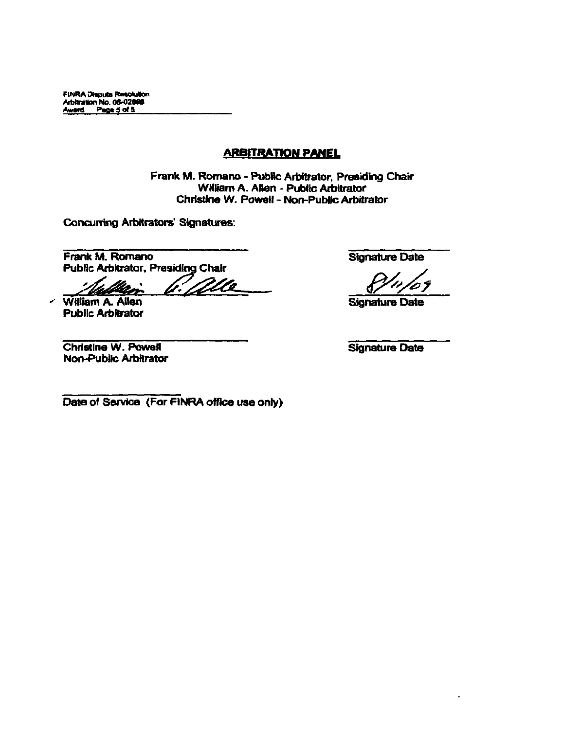FINRA Dispute Resolution
Arbitration No. 08-02698
Award

## ARBITRATION PANEL

Frank M. Romano - Public Arbitrator, Presiding Chair
William A. Allen - Public Arbitrator
Christine W. Powell - Non-Public Arbitrator

Concurring Arbitrators' Signatures:

| | |
|---|---|
| Frank M. Romano<br>Public Arbitrator, Presiding Chair | Signature Date |
| William A. Allen<br>Public Arbitrator | 8/11/09<br>Signature Date |
| Christine W. Powell<br>Non-Public Arbitrator | Signature Date |

Date of Service (For FINRA office use only)